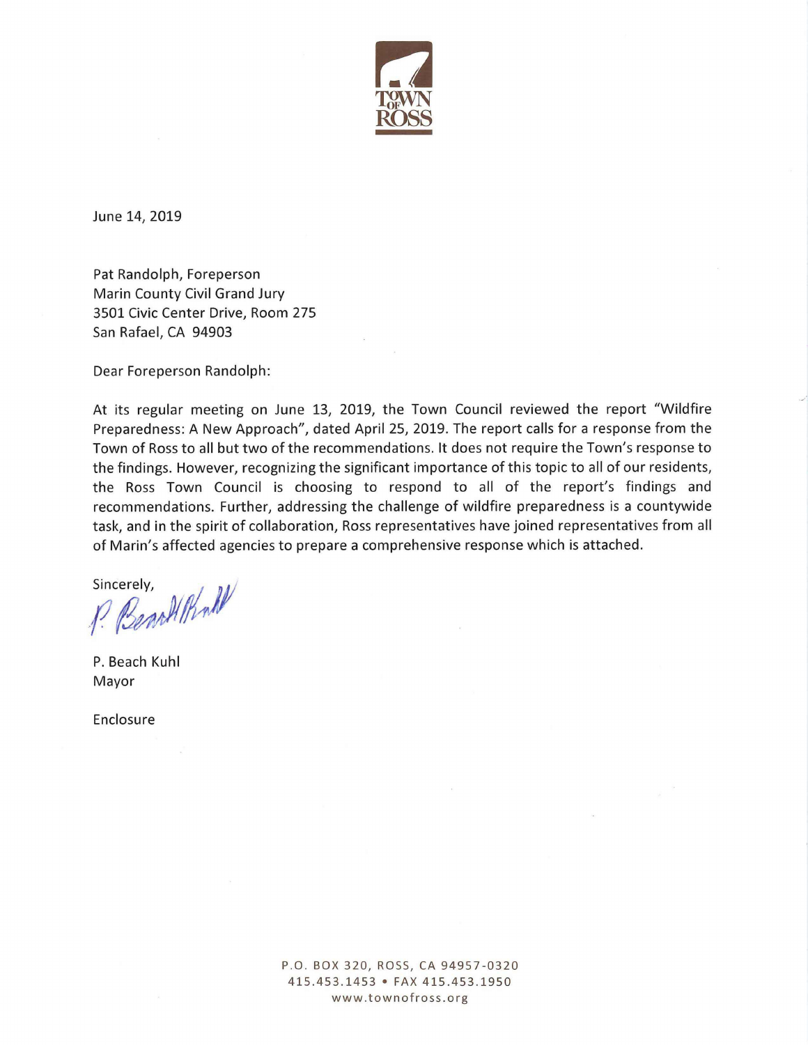TOWN OF ROSS

June 14, 2019

Pat Randolph, Foreperson
Marin County Civil Grand Jury
3501 Civic Center Drive, Room 275
San Rafael, CA 94903

Dear Foreperson Randolph:

At its regular meeting on June 13, 2019, the Town Council reviewed the report "Wildfire Preparedness: A New Approach", dated April 25, 2019. The report calls for a response from the Town of Ross to all but two of the recommendations. It does not require the Town's response to the findings. However, recognizing the significant importance of this topic to all of our residents, the Ross Town Council is choosing to respond to all of the report's findings and recommendations. Further, addressing the challenge of wildfire preparedness is a countywide task, and in the spirit of collaboration, Ross representatives have joined representatives from all of Marin's affected agencies to prepare a comprehensive response which is attached.

Sincerely,

P. Beach Kuhl
Mayor

Enclosure

P.O. BOX 320, ROSS, CA 94957-0320
415.453.1453 • FAX 415.453.1950
www.townofross.org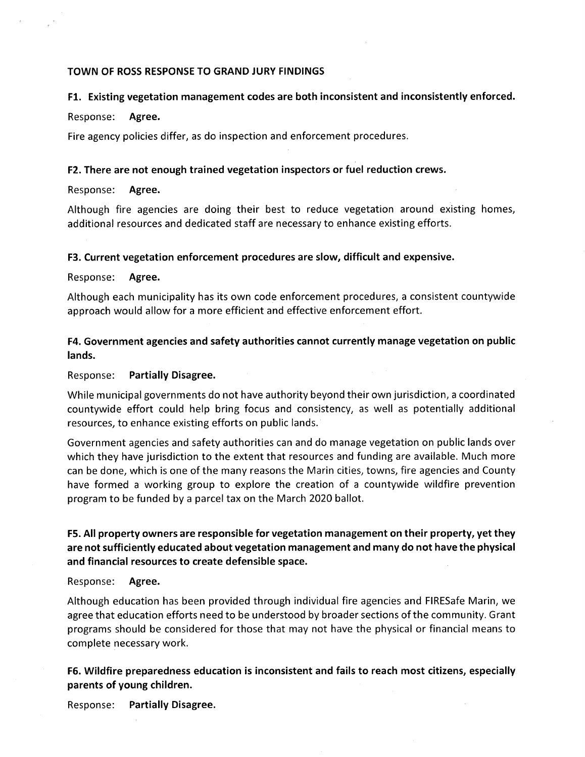**TOWN OF ROSS RESPONSE TO GRAND JURY FINDINGS**

**F1. Existing vegetation management codes are both inconsistent and inconsistently enforced.**

Response: **Agree.**

Fire agency policies differ, as do inspection and enforcement procedures.

**F2. There are not enough trained vegetation inspectors or fuel reduction crews.**

Response: **Agree.**

Although fire agencies are doing their best to reduce vegetation around existing homes, additional resources and dedicated staff are necessary to enhance existing efforts.

**F3. Current vegetation enforcement procedures are slow, difficult and expensive.**

Response: **Agree.**

Although each municipality has its own code enforcement procedures, a consistent countywide approach would allow for a more efficient and effective enforcement effort.

**F4. Government agencies and safety authorities cannot currently manage vegetation on public lands.**

Response: **Partially Disagree.**

While municipal governments do not have authority beyond their own jurisdiction, a coordinated countywide effort could help bring focus and consistency, as well as potentially additional resources, to enhance existing efforts on public lands.

Government agencies and safety authorities can and do manage vegetation on public lands over which they have jurisdiction to the extent that resources and funding are available. Much more can be done, which is one of the many reasons the Marin cities, towns, fire agencies and County have formed a working group to explore the creation of a countywide wildfire prevention program to be funded by a parcel tax on the March 2020 ballot.

**F5. All property owners are responsible for vegetation management on their property, yet they are not sufficiently educated about vegetation management and many do not have the physical and financial resources to create defensible space.**

Response: **Agree.**

Although education has been provided through individual fire agencies and FIRESafe Marin, we agree that education efforts need to be understood by broader sections of the community. Grant programs should be considered for those that may not have the physical or financial means to complete necessary work.

**F6. Wildfire preparedness education is inconsistent and fails to reach most citizens, especially parents of young children.**

Response: **Partially Disagree.**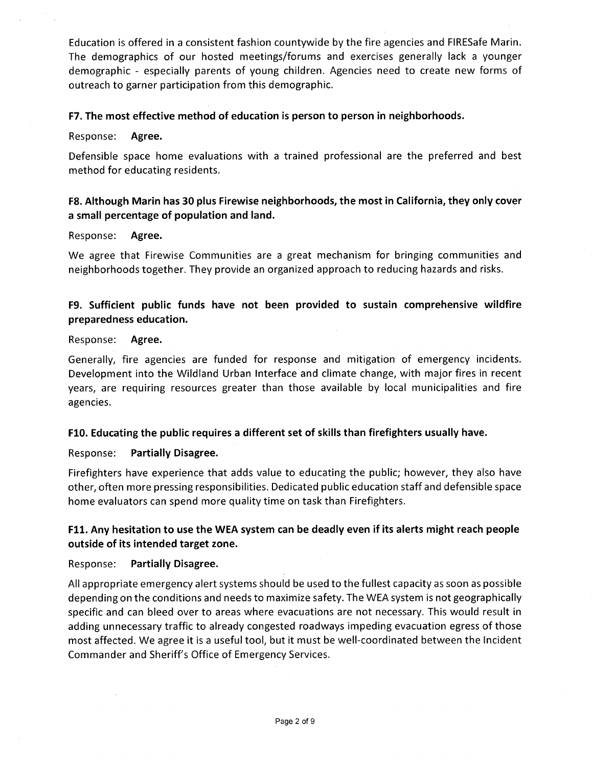Education is offered in a consistent fashion countywide by the fire agencies and FIRESafe Marin. The demographics of our hosted meetings/forums and exercises generally lack a younger demographic - especially parents of young children. Agencies need to create new forms of outreach to garner participation from this demographic.

**F7. The most effective method of education is person to person in neighborhoods.**

Response: **Agree.**

Defensible space home evaluations with a trained professional are the preferred and best method for educating residents.

**F8. Although Marin has 30 plus Firewise neighborhoods, the most in California, they only cover a small percentage of population and land.**

Response: **Agree.**

We agree that Firewise Communities are a great mechanism for bringing communities and neighborhoods together. They provide an organized approach to reducing hazards and risks.

**F9. Sufficient public funds have not been provided to sustain comprehensive wildfire preparedness education.**

Response: **Agree.**

Generally, fire agencies are funded for response and mitigation of emergency incidents. Development into the Wildland Urban Interface and climate change, with major fires in recent years, are requiring resources greater than those available by local municipalities and fire agencies.

**F10. Educating the public requires a different set of skills than firefighters usually have.**

Response: **Partially Disagree.**

Firefighters have experience that adds value to educating the public; however, they also have other, often more pressing responsibilities. Dedicated public education staff and defensible space home evaluators can spend more quality time on task than Firefighters.

**F11. Any hesitation to use the WEA system can be deadly even if its alerts might reach people outside of its intended target zone.**

Response: **Partially Disagree.**

All appropriate emergency alert systems should be used to the fullest capacity as soon as possible depending on the conditions and needs to maximize safety. The WEA system is not geographically specific and can bleed over to areas where evacuations are not necessary. This would result in adding unnecessary traffic to already congested roadways impeding evacuation egress of those most affected. We agree it is a useful tool, but it must be well-coordinated between the Incident Commander and Sheriff's Office of Emergency Services.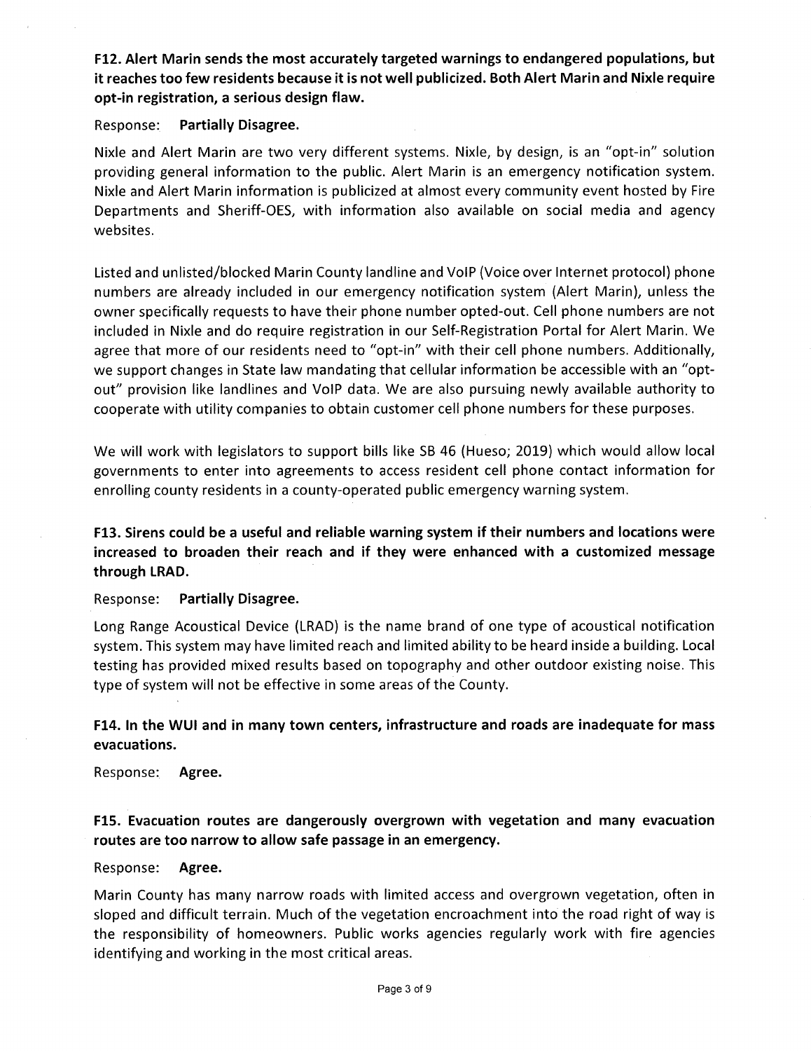**F12. Alert Marin sends the most accurately targeted warnings to endangered populations, but it reaches too few residents because it is not well publicized. Both Alert Marin and Nixle require opt-in registration, a serious design flaw.**

Response: **Partially Disagree.**

Nixle and Alert Marin are two very different systems. Nixle, by design, is an "opt-in" solution providing general information to the public. Alert Marin is an emergency notification system. Nixle and Alert Marin information is publicized at almost every community event hosted by Fire Departments and Sheriff-OES, with information also available on social media and agency websites.

Listed and unlisted/blocked Marin County landline and VoIP (Voice over Internet protocol) phone numbers are already included in our emergency notification system (Alert Marin), unless the owner specifically requests to have their phone number opted-out. Cell phone numbers are not included in Nixle and do require registration in our Self-Registration Portal for Alert Marin. We agree that more of our residents need to "opt-in" with their cell phone numbers. Additionally, we support changes in State law mandating that cellular information be accessible with an "opt-out" provision like landlines and VoIP data. We are also pursuing newly available authority to cooperate with utility companies to obtain customer cell phone numbers for these purposes.

We will work with legislators to support bills like SB 46 (Hueso; 2019) which would allow local governments to enter into agreements to access resident cell phone contact information for enrolling county residents in a county-operated public emergency warning system.

**F13. Sirens could be a useful and reliable warning system if their numbers and locations were increased to broaden their reach and if they were enhanced with a customized message through LRAD.**

Response: **Partially Disagree.**

Long Range Acoustical Device (LRAD) is the name brand of one type of acoustical notification system. This system may have limited reach and limited ability to be heard inside a building. Local testing has provided mixed results based on topography and other outdoor existing noise. This type of system will not be effective in some areas of the County.

**F14. In the WUI and in many town centers, infrastructure and roads are inadequate for mass evacuations.**

Response: **Agree.**

**F15. Evacuation routes are dangerously overgrown with vegetation and many evacuation routes are too narrow to allow safe passage in an emergency.**

Response: **Agree.**

Marin County has many narrow roads with limited access and overgrown vegetation, often in sloped and difficult terrain. Much of the vegetation encroachment into the road right of way is the responsibility of homeowners. Public works agencies regularly work with fire agencies identifying and working in the most critical areas.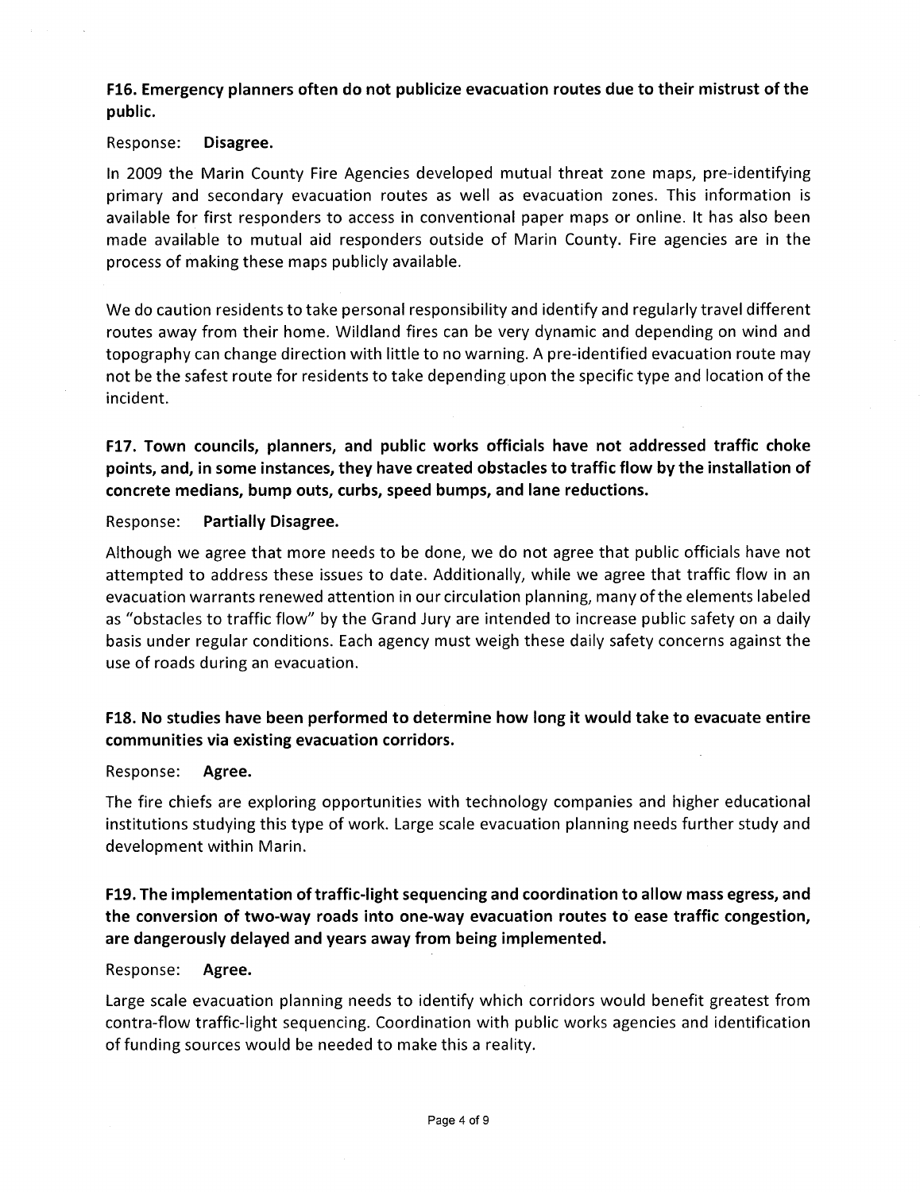**F16. Emergency planners often do not publicize evacuation routes due to their mistrust of the public.**

Response: **Disagree.**

In 2009 the Marin County Fire Agencies developed mutual threat zone maps, pre-identifying primary and secondary evacuation routes as well as evacuation zones. This information is available for first responders to access in conventional paper maps or online. It has also been made available to mutual aid responders outside of Marin County. Fire agencies are in the process of making these maps publicly available.

We do caution residents to take personal responsibility and identify and regularly travel different routes away from their home. Wildland fires can be very dynamic and depending on wind and topography can change direction with little to no warning. A pre-identified evacuation route may not be the safest route for residents to take depending upon the specific type and location of the incident.

**F17. Town councils, planners, and public works officials have not addressed traffic choke points, and, in some instances, they have created obstacles to traffic flow by the installation of concrete medians, bump outs, curbs, speed bumps, and lane reductions.**

Response: **Partially Disagree.**

Although we agree that more needs to be done, we do not agree that public officials have not attempted to address these issues to date. Additionally, while we agree that traffic flow in an evacuation warrants renewed attention in our circulation planning, many of the elements labeled as "obstacles to traffic flow" by the Grand Jury are intended to increase public safety on a daily basis under regular conditions. Each agency must weigh these daily safety concerns against the use of roads during an evacuation.

**F18. No studies have been performed to determine how long it would take to evacuate entire communities via existing evacuation corridors.**

Response: **Agree.**

The fire chiefs are exploring opportunities with technology companies and higher educational institutions studying this type of work. Large scale evacuation planning needs further study and development within Marin.

**F19. The implementation of traffic-light sequencing and coordination to allow mass egress, and the conversion of two-way roads into one-way evacuation routes to ease traffic congestion, are dangerously delayed and years away from being implemented.**

Response: **Agree.**

Large scale evacuation planning needs to identify which corridors would benefit greatest from contra-flow traffic-light sequencing. Coordination with public works agencies and identification of funding sources would be needed to make this a reality.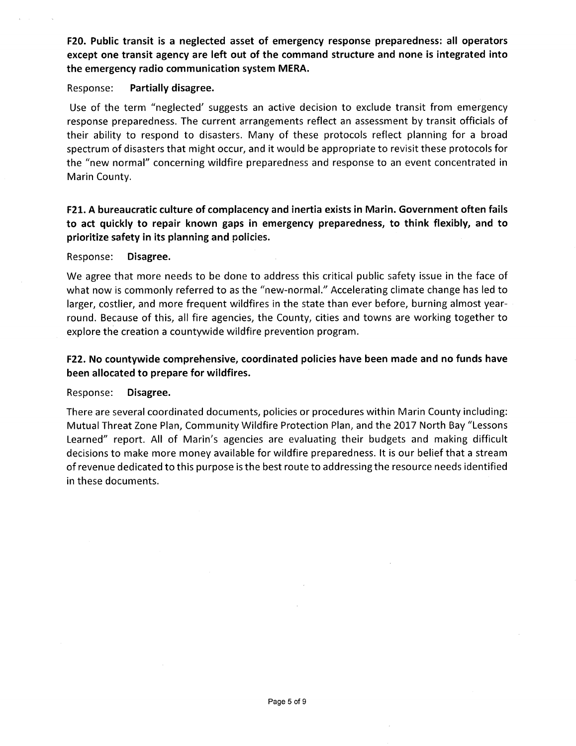**F20. Public transit is a neglected asset of emergency response preparedness: all operators except one transit agency are left out of the command structure and none is integrated into the emergency radio communication system MERA.**

Response: **Partially disagree.**

Use of the term "neglected' suggests an active decision to exclude transit from emergency response preparedness. The current arrangements reflect an assessment by transit officials of their ability to respond to disasters. Many of these protocols reflect planning for a broad spectrum of disasters that might occur, and it would be appropriate to revisit these protocols for the "new normal" concerning wildfire preparedness and response to an event concentrated in Marin County.

**F21. A bureaucratic culture of complacency and inertia exists in Marin. Government often fails to act quickly to repair known gaps in emergency preparedness, to think flexibly, and to prioritize safety in its planning and policies.**

Response: **Disagree.**

We agree that more needs to be done to address this critical public safety issue in the face of what now is commonly referred to as the "new-normal." Accelerating climate change has led to larger, costlier, and more frequent wildfires in the state than ever before, burning almost year-round. Because of this, all fire agencies, the County, cities and towns are working together to explore the creation a countywide wildfire prevention program.

**F22. No countywide comprehensive, coordinated policies have been made and no funds have been allocated to prepare for wildfires.**

Response: **Disagree.**

There are several coordinated documents, policies or procedures within Marin County including: Mutual Threat Zone Plan, Community Wildfire Protection Plan, and the 2017 North Bay "Lessons Learned" report. All of Marin's agencies are evaluating their budgets and making difficult decisions to make more money available for wildfire preparedness. It is our belief that a stream of revenue dedicated to this purpose is the best route to addressing the resource needs identified in these documents.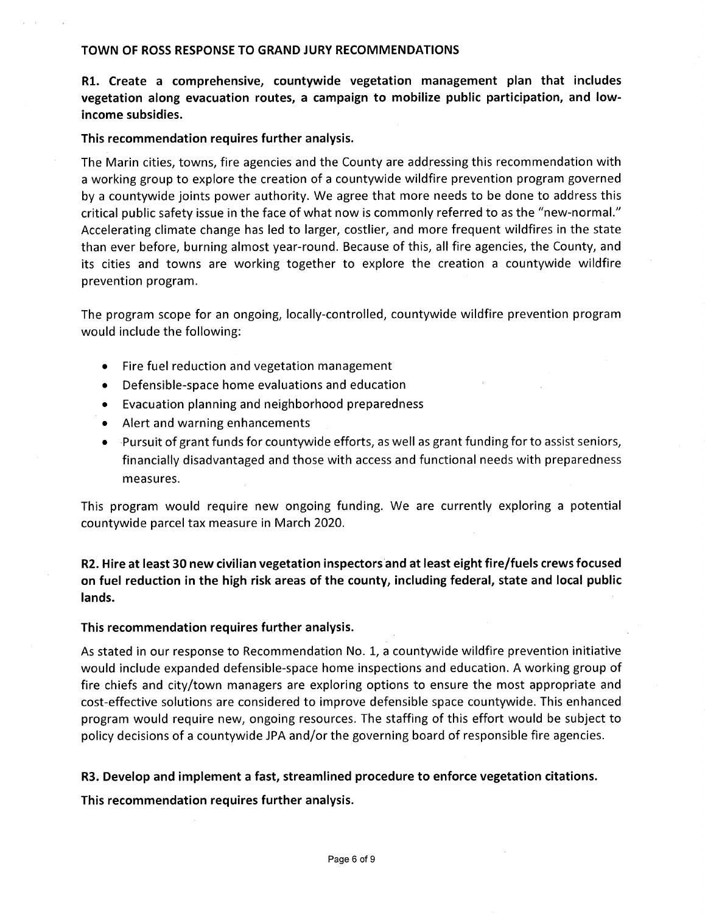## TOWN OF ROSS RESPONSE TO GRAND JURY RECOMMENDATIONS

**R1. Create a comprehensive, countywide vegetation management plan that includes vegetation along evacuation routes, a campaign to mobilize public participation, and low-income subsidies.**

**This recommendation requires further analysis.**

The Marin cities, towns, fire agencies and the County are addressing this recommendation with a working group to explore the creation of a countywide wildfire prevention program governed by a countywide joints power authority. We agree that more needs to be done to address this critical public safety issue in the face of what now is commonly referred to as the "new-normal." Accelerating climate change has led to larger, costlier, and more frequent wildfires in the state than ever before, burning almost year-round. Because of this, all fire agencies, the County, and its cities and towns are working together to explore the creation a countywide wildfire prevention program.

The program scope for an ongoing, locally-controlled, countywide wildfire prevention program would include the following:

- Fire fuel reduction and vegetation management
- Defensible-space home evaluations and education
- Evacuation planning and neighborhood preparedness
- Alert and warning enhancements
- Pursuit of grant funds for countywide efforts, as well as grant funding for to assist seniors, financially disadvantaged and those with access and functional needs with preparedness measures.

This program would require new ongoing funding. We are currently exploring a potential countywide parcel tax measure in March 2020.

**R2. Hire at least 30 new civilian vegetation inspectors and at least eight fire/fuels crews focused on fuel reduction in the high risk areas of the county, including federal, state and local public lands.**

**This recommendation requires further analysis.**

As stated in our response to Recommendation No. 1, a countywide wildfire prevention initiative would include expanded defensible-space home inspections and education. A working group of fire chiefs and city/town managers are exploring options to ensure the most appropriate and cost-effective solutions are considered to improve defensible space countywide. This enhanced program would require new, ongoing resources. The staffing of this effort would be subject to policy decisions of a countywide JPA and/or the governing board of responsible fire agencies.

**R3. Develop and implement a fast, streamlined procedure to enforce vegetation citations.**

**This recommendation requires further analysis.**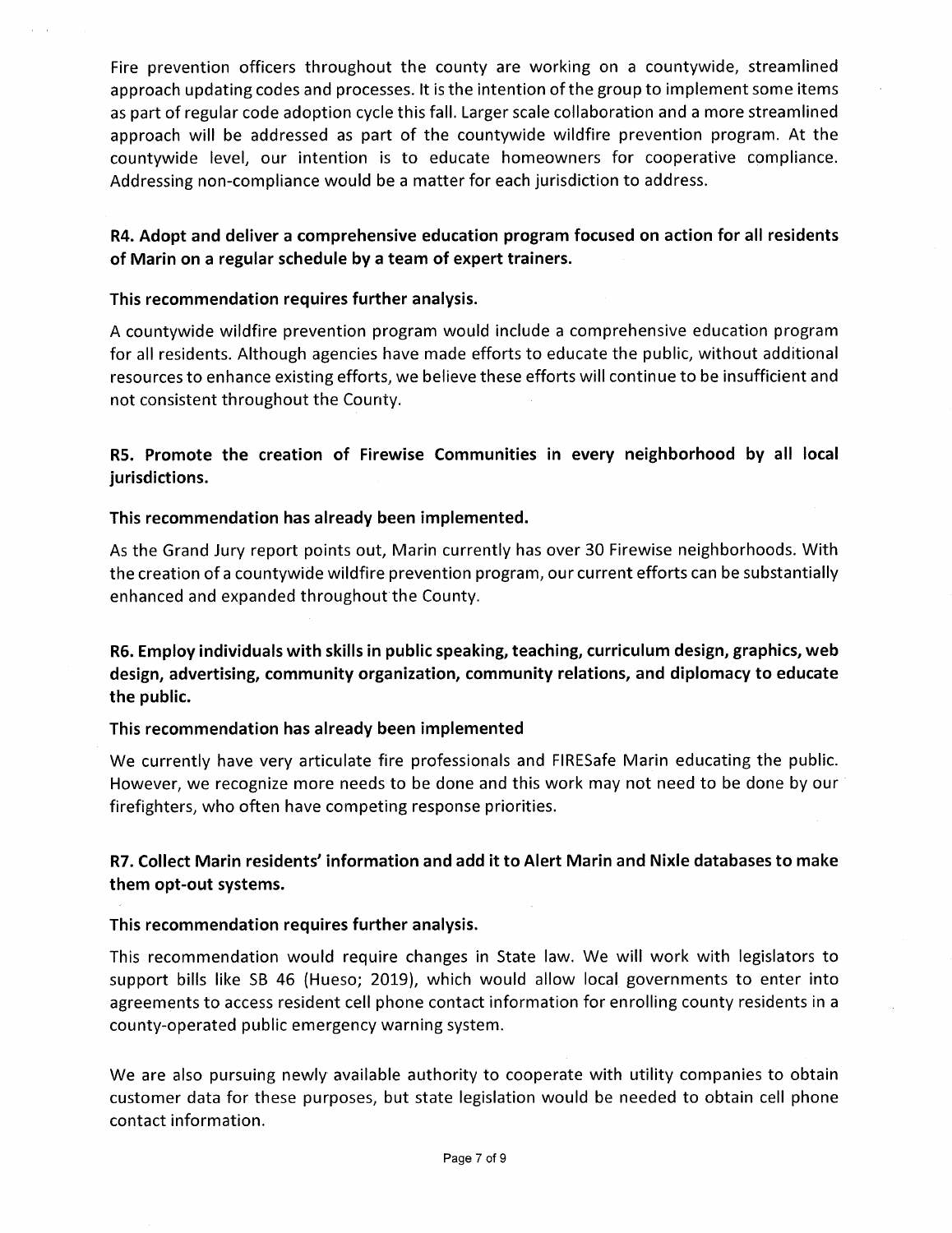Fire prevention officers throughout the county are working on a countywide, streamlined approach updating codes and processes. It is the intention of the group to implement some items as part of regular code adoption cycle this fall. Larger scale collaboration and a more streamlined approach will be addressed as part of the countywide wildfire prevention program. At the countywide level, our intention is to educate homeowners for cooperative compliance. Addressing non-compliance would be a matter for each jurisdiction to address.

**R4. Adopt and deliver a comprehensive education program focused on action for all residents of Marin on a regular schedule by a team of expert trainers.**

**This recommendation requires further analysis.**

A countywide wildfire prevention program would include a comprehensive education program for all residents. Although agencies have made efforts to educate the public, without additional resources to enhance existing efforts, we believe these efforts will continue to be insufficient and not consistent throughout the County.

**R5. Promote the creation of Firewise Communities in every neighborhood by all local jurisdictions.**

**This recommendation has already been implemented.**

As the Grand Jury report points out, Marin currently has over 30 Firewise neighborhoods. With the creation of a countywide wildfire prevention program, our current efforts can be substantially enhanced and expanded throughout the County.

**R6. Employ individuals with skills in public speaking, teaching, curriculum design, graphics, web design, advertising, community organization, community relations, and diplomacy to educate the public.**

**This recommendation has already been implemented**

We currently have very articulate fire professionals and FIRESafe Marin educating the public. However, we recognize more needs to be done and this work may not need to be done by our firefighters, who often have competing response priorities.

**R7. Collect Marin residents' information and add it to Alert Marin and Nixle databases to make them opt-out systems.**

**This recommendation requires further analysis.**

This recommendation would require changes in State law. We will work with legislators to support bills like SB 46 (Hueso; 2019), which would allow local governments to enter into agreements to access resident cell phone contact information for enrolling county residents in a county-operated public emergency warning system.

We are also pursuing newly available authority to cooperate with utility companies to obtain customer data for these purposes, but state legislation would be needed to obtain cell phone contact information.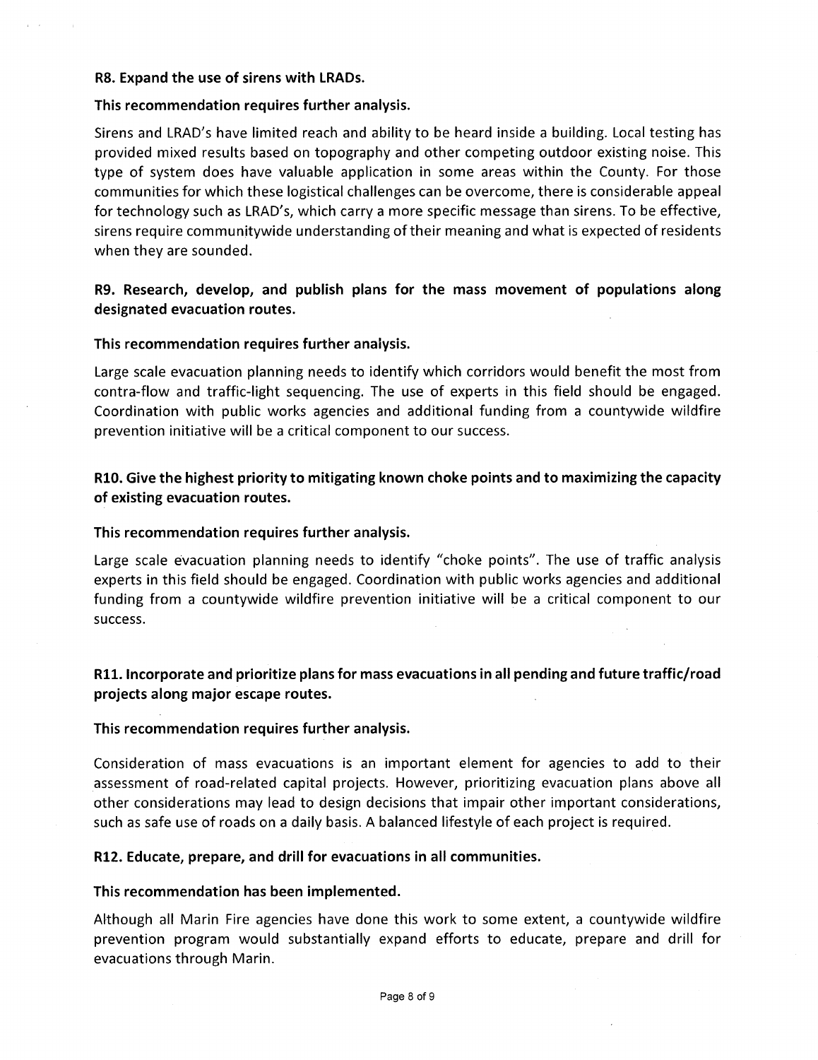**R8. Expand the use of sirens with LRADs.**

**This recommendation requires further analysis.**

Sirens and LRAD's have limited reach and ability to be heard inside a building. Local testing has provided mixed results based on topography and other competing outdoor existing noise. This type of system does have valuable application in some areas within the County. For those communities for which these logistical challenges can be overcome, there is considerable appeal for technology such as LRAD's, which carry a more specific message than sirens. To be effective, sirens require communitywide understanding of their meaning and what is expected of residents when they are sounded.

**R9. Research, develop, and publish plans for the mass movement of populations along designated evacuation routes.**

**This recommendation requires further analysis.**

Large scale evacuation planning needs to identify which corridors would benefit the most from contra-flow and traffic-light sequencing. The use of experts in this field should be engaged. Coordination with public works agencies and additional funding from a countywide wildfire prevention initiative will be a critical component to our success.

**R10. Give the highest priority to mitigating known choke points and to maximizing the capacity of existing evacuation routes.**

**This recommendation requires further analysis.**

Large scale evacuation planning needs to identify "choke points". The use of traffic analysis experts in this field should be engaged. Coordination with public works agencies and additional funding from a countywide wildfire prevention initiative will be a critical component to our success.

**R11. Incorporate and prioritize plans for mass evacuations in all pending and future traffic/road projects along major escape routes.**

**This recommendation requires further analysis.**

Consideration of mass evacuations is an important element for agencies to add to their assessment of road-related capital projects. However, prioritizing evacuation plans above all other considerations may lead to design decisions that impair other important considerations, such as safe use of roads on a daily basis. A balanced lifestyle of each project is required.

**R12. Educate, prepare, and drill for evacuations in all communities.**

**This recommendation has been implemented.**

Although all Marin Fire agencies have done this work to some extent, a countywide wildfire prevention program would substantially expand efforts to educate, prepare and drill for evacuations through Marin.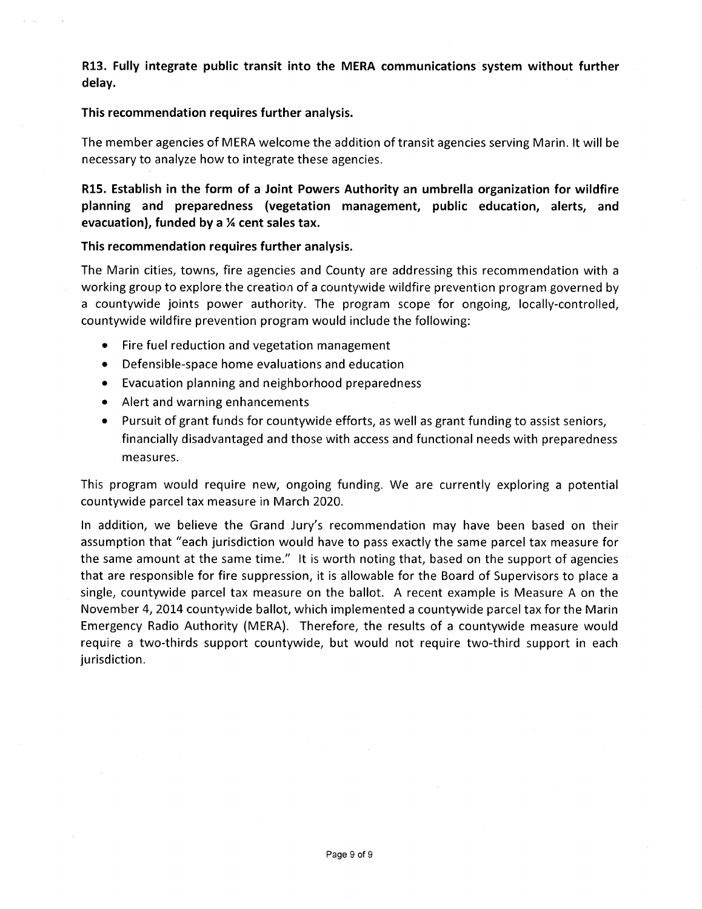**R13. Fully integrate public transit into the MERA communications system without further delay.**

**This recommendation requires further analysis.**

The member agencies of MERA welcome the addition of transit agencies serving Marin. It will be necessary to analyze how to integrate these agencies.

**R15. Establish in the form of a Joint Powers Authority an umbrella organization for wildfire planning and preparedness (vegetation management, public education, alerts, and evacuation), funded by a ¼ cent sales tax.**

**This recommendation requires further analysis.**

The Marin cities, towns, fire agencies and County are addressing this recommendation with a working group to explore the creation of a countywide wildfire prevention program governed by a countywide joints power authority. The program scope for ongoing, locally-controlled, countywide wildfire prevention program would include the following:

- Fire fuel reduction and vegetation management
- Defensible-space home evaluations and education
- Evacuation planning and neighborhood preparedness
- Alert and warning enhancements
- Pursuit of grant funds for countywide efforts, as well as grant funding to assist seniors, financially disadvantaged and those with access and functional needs with preparedness measures.

This program would require new, ongoing funding. We are currently exploring a potential countywide parcel tax measure in March 2020.

In addition, we believe the Grand Jury's recommendation may have been based on their assumption that "each jurisdiction would have to pass exactly the same parcel tax measure for the same amount at the same time." It is worth noting that, based on the support of agencies that are responsible for fire suppression, it is allowable for the Board of Supervisors to place a single, countywide parcel tax measure on the ballot. A recent example is Measure A on the November 4, 2014 countywide ballot, which implemented a countywide parcel tax for the Marin Emergency Radio Authority (MERA). Therefore, the results of a countywide measure would require a two-thirds support countywide, but would not require two-third support in each jurisdiction.